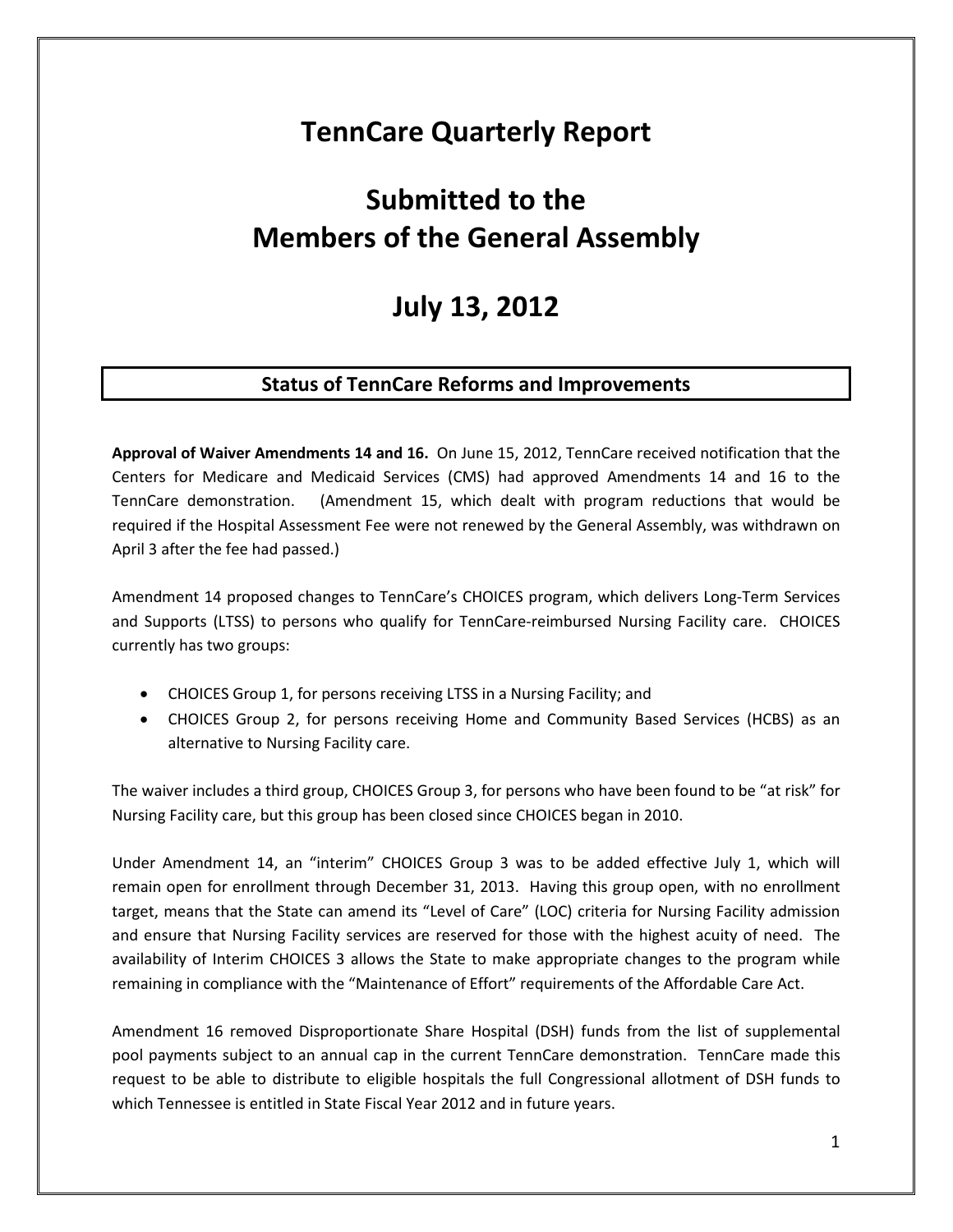# TennCare Quarterly Report

# Submitted to the Members of the General Assembly

# July 13, 2012

## Status of TennCare Reforms and Improvements

**Approval of Waiver Amendments 14 and 16.** On June 15, 2012, TennCare received notification that the Centers for Medicare and Medicaid Services (CMS) had approved Amendments 14 and 16 to the TennCare demonstration. (Amendment 15, which dealt with program reductions that would be required if the Hospital Assessment Fee were not renewed by the General Assembly, was withdrawn on April 3 after the fee had passed.)

Amendment 14 proposed changes to TennCare's CHOICES program, which delivers Long-Term Services and Supports (LTSS) to persons who qualify for TennCare-reimbursed Nursing Facility care. CHOICES currently has two groups:

- CHOICES Group 1, for persons receiving LTSS in a Nursing Facility; and
- CHOICES Group 2, for persons receiving Home and Community Based Services (HCBS) as an alternative to Nursing Facility care.

The waiver includes a third group, CHOICES Group 3, for persons who have been found to be "at risk" for Nursing Facility care, but this group has been closed since CHOICES began in 2010.

Under Amendment 14, an "interim" CHOICES Group 3 was to be added effective July 1, which will remain open for enrollment through December 31, 2013. Having this group open, with no enrollment target, means that the State can amend its "Level of Care" (LOC) criteria for Nursing Facility admission and ensure that Nursing Facility services are reserved for those with the highest acuity of need. The availability of Interim CHOICES 3 allows the State to make appropriate changes to the program while remaining in compliance with the "Maintenance of Effort" requirements of the Affordable Care Act.

Amendment 16 removed Disproportionate Share Hospital (DSH) funds from the list of supplemental pool payments subject to an annual cap in the current TennCare demonstration. TennCare made this request to be able to distribute to eligible hospitals the full Congressional allotment of DSH funds to which Tennessee is entitled in State Fiscal Year 2012 and in future years.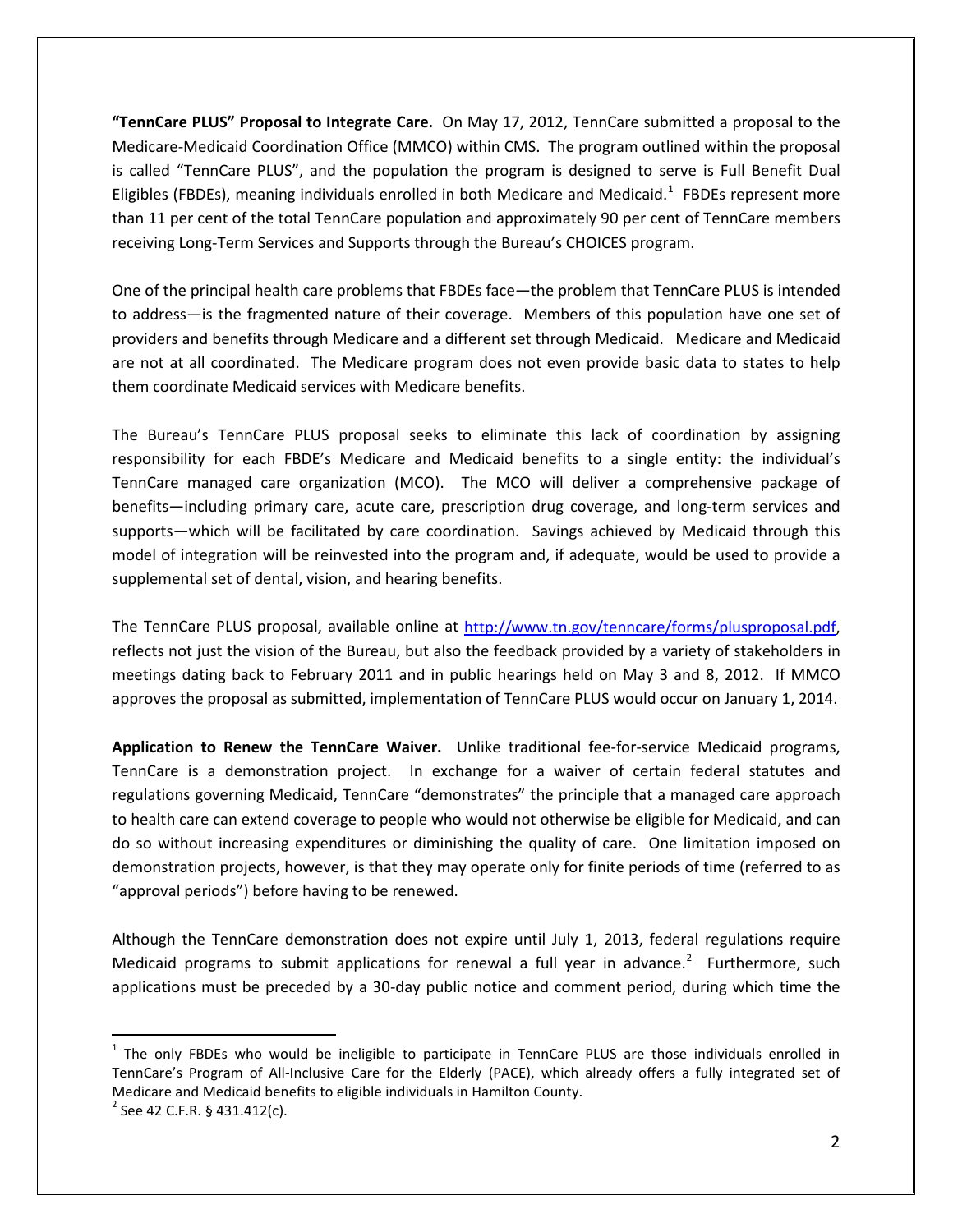**"TennCare PLUS" Proposal to Integrate Care.** On May 17, 2012, TennCare submitted a proposal to the Medicare-Medicaid Coordination Office (MMCO) within CMS. The program outlined within the proposal is called "TennCare PLUS", and the population the program is designed to serve is Full Benefit Dual Eligibles (FBDEs), meaning individuals enrolled in both Medicare and Medicaid.[1] FBDEs represent more than 11 per cent of the total TennCare population and approximately 90 per cent of TennCare members receiving Long-Term Services and Supports through the Bureau's CHOICES program.

One of the principal health care problems that FBDEs face—the problem that TennCare PLUS is intended to address—is the fragmented nature of their coverage. Members of this population have one set of providers and benefits through Medicare and a different set through Medicaid. Medicare and Medicaid are not at all coordinated. The Medicare program does not even provide basic data to states to help them coordinate Medicaid services with Medicare benefits.

The Bureau's TennCare PLUS proposal seeks to eliminate this lack of coordination by assigning responsibility for each FBDE's Medicare and Medicaid benefits to a single entity: the individual's TennCare managed care organization (MCO). The MCO will deliver a comprehensive package of benefits—including primary care, acute care, prescription drug coverage, and long-term services and supports—which will be facilitated by care coordination. Savings achieved by Medicaid through this model of integration will be reinvested into the program and, if adequate, would be used to provide a supplemental set of dental, vision, and hearing benefits.

The TennCare PLUS proposal, available online at http://www.tn.gov/tenncare/forms/plusproposal.pdf, reflects not just the vision of the Bureau, but also the feedback provided by a variety of stakeholders in meetings dating back to February 2011 and in public hearings held on May 3 and 8, 2012. If MMCO approves the proposal as submitted, implementation of TennCare PLUS would occur on January 1, 2014.

**Application to Renew the TennCare Waiver.** Unlike traditional fee-for-service Medicaid programs, TennCare is a demonstration project. In exchange for a waiver of certain federal statutes and regulations governing Medicaid, TennCare "demonstrates" the principle that a managed care approach to health care can extend coverage to people who would not otherwise be eligible for Medicaid, and can do so without increasing expenditures or diminishing the quality of care. One limitation imposed on demonstration projects, however, is that they may operate only for finite periods of time (referred to as "approval periods") before having to be renewed.

Although the TennCare demonstration does not expire until July 1, 2013, federal regulations require Medicaid programs to submit applications for renewal a full year in advance.[2] Furthermore, such applications must be preceded by a 30-day public notice and comment period, during which time the

---

[1] The only FBDEs who would be ineligible to participate in TennCare PLUS are those individuals enrolled in TennCare's Program of All-Inclusive Care for the Elderly (PACE), which already offers a fully integrated set of Medicare and Medicaid benefits to eligible individuals in Hamilton County.

[2] See 42 C.F.R. § 431.412(c).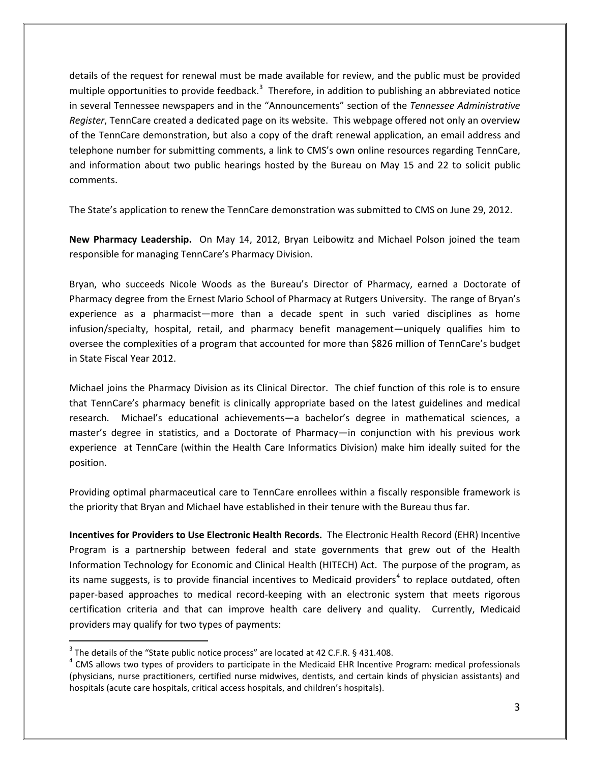details of the request for renewal must be made available for review, and the public must be provided multiple opportunities to provide feedback.[3] Therefore, in addition to publishing an abbreviated notice in several Tennessee newspapers and in the "Announcements" section of the *Tennessee Administrative Register*, TennCare created a dedicated page on its website. This webpage offered not only an overview of the TennCare demonstration, but also a copy of the draft renewal application, an email address and telephone number for submitting comments, a link to CMS's own online resources regarding TennCare, and information about two public hearings hosted by the Bureau on May 15 and 22 to solicit public comments.

The State's application to renew the TennCare demonstration was submitted to CMS on June 29, 2012.

**New Pharmacy Leadership.** On May 14, 2012, Bryan Leibowitz and Michael Polson joined the team responsible for managing TennCare's Pharmacy Division.

Bryan, who succeeds Nicole Woods as the Bureau's Director of Pharmacy, earned a Doctorate of Pharmacy degree from the Ernest Mario School of Pharmacy at Rutgers University. The range of Bryan's experience as a pharmacist—more than a decade spent in such varied disciplines as home infusion/specialty, hospital, retail, and pharmacy benefit management—uniquely qualifies him to oversee the complexities of a program that accounted for more than $826 million of TennCare's budget in State Fiscal Year 2012.

Michael joins the Pharmacy Division as its Clinical Director. The chief function of this role is to ensure that TennCare's pharmacy benefit is clinically appropriate based on the latest guidelines and medical research. Michael's educational achievements—a bachelor's degree in mathematical sciences, a master's degree in statistics, and a Doctorate of Pharmacy—in conjunction with his previous work experience at TennCare (within the Health Care Informatics Division) make him ideally suited for the position.

Providing optimal pharmaceutical care to TennCare enrollees within a fiscally responsible framework is the priority that Bryan and Michael have established in their tenure with the Bureau thus far.

**Incentives for Providers to Use Electronic Health Records.** The Electronic Health Record (EHR) Incentive Program is a partnership between federal and state governments that grew out of the Health Information Technology for Economic and Clinical Health (HITECH) Act. The purpose of the program, as its name suggests, is to provide financial incentives to Medicaid providers[4] to replace outdated, often paper-based approaches to medical record-keeping with an electronic system that meets rigorous certification criteria and that can improve health care delivery and quality. Currently, Medicaid providers may qualify for two types of payments:

[3] The details of the "State public notice process" are located at 42 C.F.R. § 431.408.

[4] CMS allows two types of providers to participate in the Medicaid EHR Incentive Program: medical professionals (physicians, nurse practitioners, certified nurse midwives, dentists, and certain kinds of physician assistants) and hospitals (acute care hospitals, critical access hospitals, and children's hospitals).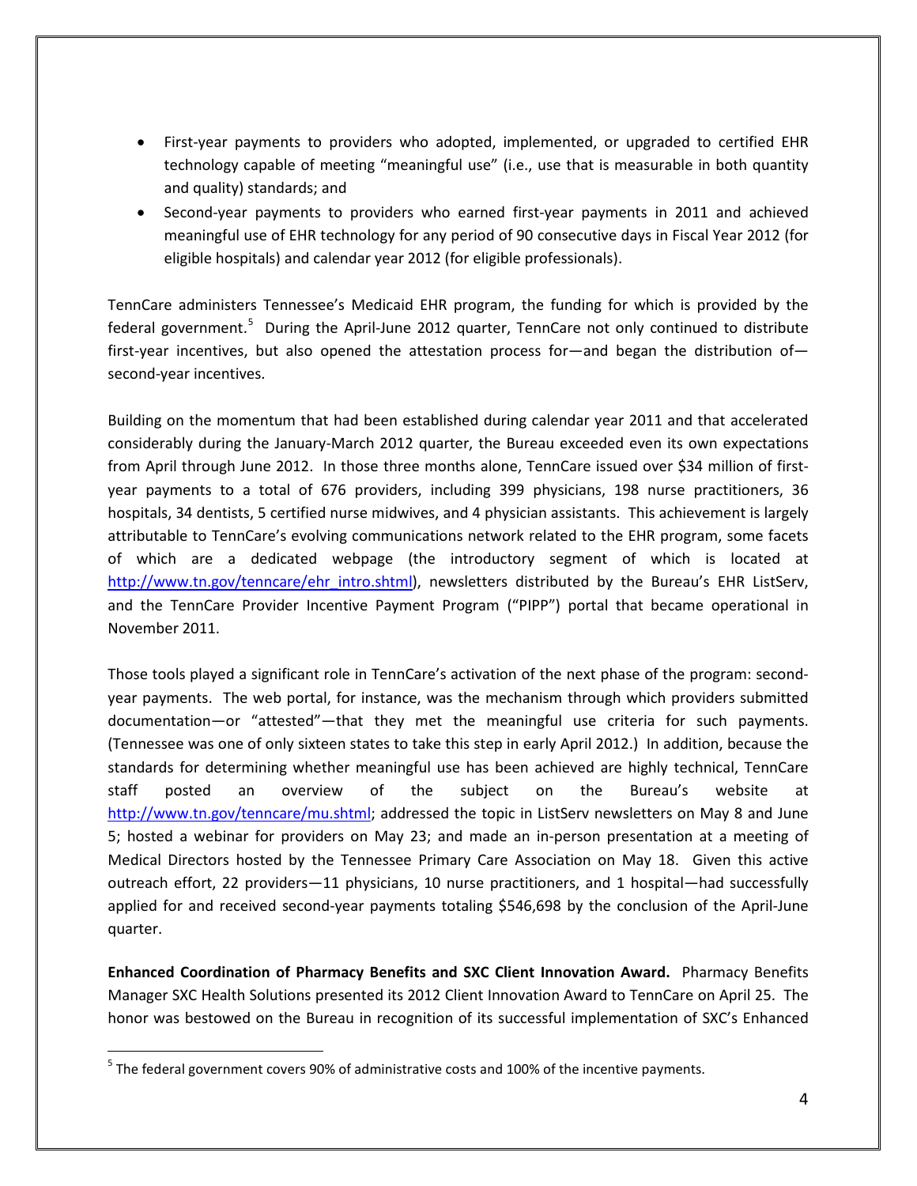- First-year payments to providers who adopted, implemented, or upgraded to certified EHR technology capable of meeting "meaningful use" (i.e., use that is measurable in both quantity and quality) standards; and
- Second-year payments to providers who earned first-year payments in 2011 and achieved meaningful use of EHR technology for any period of 90 consecutive days in Fiscal Year 2012 (for eligible hospitals) and calendar year 2012 (for eligible professionals).

TennCare administers Tennessee's Medicaid EHR program, the funding for which is provided by the federal government.[5] During the April-June 2012 quarter, TennCare not only continued to distribute first-year incentives, but also opened the attestation process for—and began the distribution of—second-year incentives.

Building on the momentum that had been established during calendar year 2011 and that accelerated considerably during the January-March 2012 quarter, the Bureau exceeded even its own expectations from April through June 2012. In those three months alone, TennCare issued over $34 million of first-year payments to a total of 676 providers, including 399 physicians, 198 nurse practitioners, 36 hospitals, 34 dentists, 5 certified nurse midwives, and 4 physician assistants. This achievement is largely attributable to TennCare's evolving communications network related to the EHR program, some facets of which are a dedicated webpage (the introductory segment of which is located at http://www.tn.gov/tenncare/ehr_intro.shtml), newsletters distributed by the Bureau's EHR ListServ, and the TennCare Provider Incentive Payment Program ("PIPP") portal that became operational in November 2011.

Those tools played a significant role in TennCare's activation of the next phase of the program: second-year payments. The web portal, for instance, was the mechanism through which providers submitted documentation—or "attested"—that they met the meaningful use criteria for such payments. (Tennessee was one of only sixteen states to take this step in early April 2012.) In addition, because the standards for determining whether meaningful use has been achieved are highly technical, TennCare staff posted an overview of the subject on the Bureau's website at http://www.tn.gov/tenncare/mu.shtml; addressed the topic in ListServ newsletters on May 8 and June 5; hosted a webinar for providers on May 23; and made an in-person presentation at a meeting of Medical Directors hosted by the Tennessee Primary Care Association on May 18. Given this active outreach effort, 22 providers—11 physicians, 10 nurse practitioners, and 1 hospital—had successfully applied for and received second-year payments totaling $546,698 by the conclusion of the April-June quarter.

**Enhanced Coordination of Pharmacy Benefits and SXC Client Innovation Award.** Pharmacy Benefits Manager SXC Health Solutions presented its 2012 Client Innovation Award to TennCare on April 25. The honor was bestowed on the Bureau in recognition of its successful implementation of SXC's Enhanced

---

[5] The federal government covers 90% of administrative costs and 100% of the incentive payments.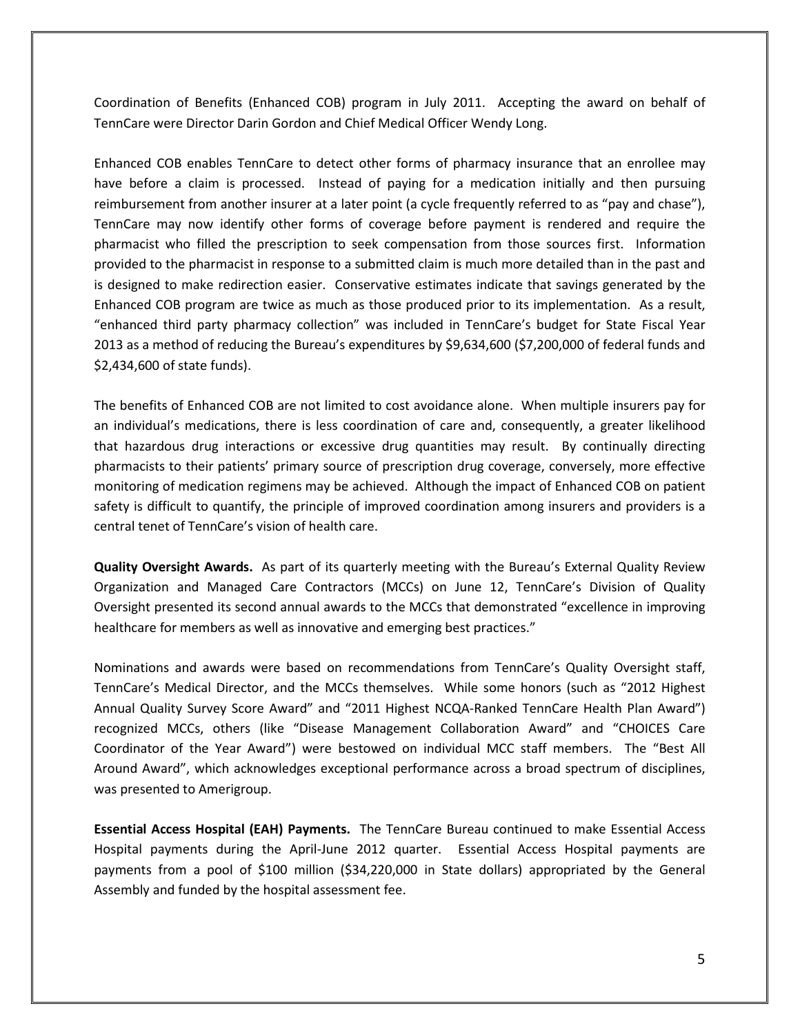Coordination of Benefits (Enhanced COB) program in July 2011. Accepting the award on behalf of TennCare were Director Darin Gordon and Chief Medical Officer Wendy Long.

Enhanced COB enables TennCare to detect other forms of pharmacy insurance that an enrollee may have before a claim is processed. Instead of paying for a medication initially and then pursuing reimbursement from another insurer at a later point (a cycle frequently referred to as "pay and chase"), TennCare may now identify other forms of coverage before payment is rendered and require the pharmacist who filled the prescription to seek compensation from those sources first. Information provided to the pharmacist in response to a submitted claim is much more detailed than in the past and is designed to make redirection easier. Conservative estimates indicate that savings generated by the Enhanced COB program are twice as much as those produced prior to its implementation. As a result, "enhanced third party pharmacy collection" was included in TennCare's budget for State Fiscal Year 2013 as a method of reducing the Bureau's expenditures by $9,634,600 ($7,200,000 of federal funds and $2,434,600 of state funds).

The benefits of Enhanced COB are not limited to cost avoidance alone. When multiple insurers pay for an individual's medications, there is less coordination of care and, consequently, a greater likelihood that hazardous drug interactions or excessive drug quantities may result. By continually directing pharmacists to their patients' primary source of prescription drug coverage, conversely, more effective monitoring of medication regimens may be achieved. Although the impact of Enhanced COB on patient safety is difficult to quantify, the principle of improved coordination among insurers and providers is a central tenet of TennCare's vision of health care.

**Quality Oversight Awards.** As part of its quarterly meeting with the Bureau's External Quality Review Organization and Managed Care Contractors (MCCs) on June 12, TennCare's Division of Quality Oversight presented its second annual awards to the MCCs that demonstrated "excellence in improving healthcare for members as well as innovative and emerging best practices."

Nominations and awards were based on recommendations from TennCare's Quality Oversight staff, TennCare's Medical Director, and the MCCs themselves. While some honors (such as "2012 Highest Annual Quality Survey Score Award" and "2011 Highest NCQA-Ranked TennCare Health Plan Award") recognized MCCs, others (like "Disease Management Collaboration Award" and "CHOICES Care Coordinator of the Year Award") were bestowed on individual MCC staff members. The "Best All Around Award", which acknowledges exceptional performance across a broad spectrum of disciplines, was presented to Amerigroup.

**Essential Access Hospital (EAH) Payments.** The TennCare Bureau continued to make Essential Access Hospital payments during the April-June 2012 quarter. Essential Access Hospital payments are payments from a pool of $100 million ($34,220,000 in State dollars) appropriated by the General Assembly and funded by the hospital assessment fee.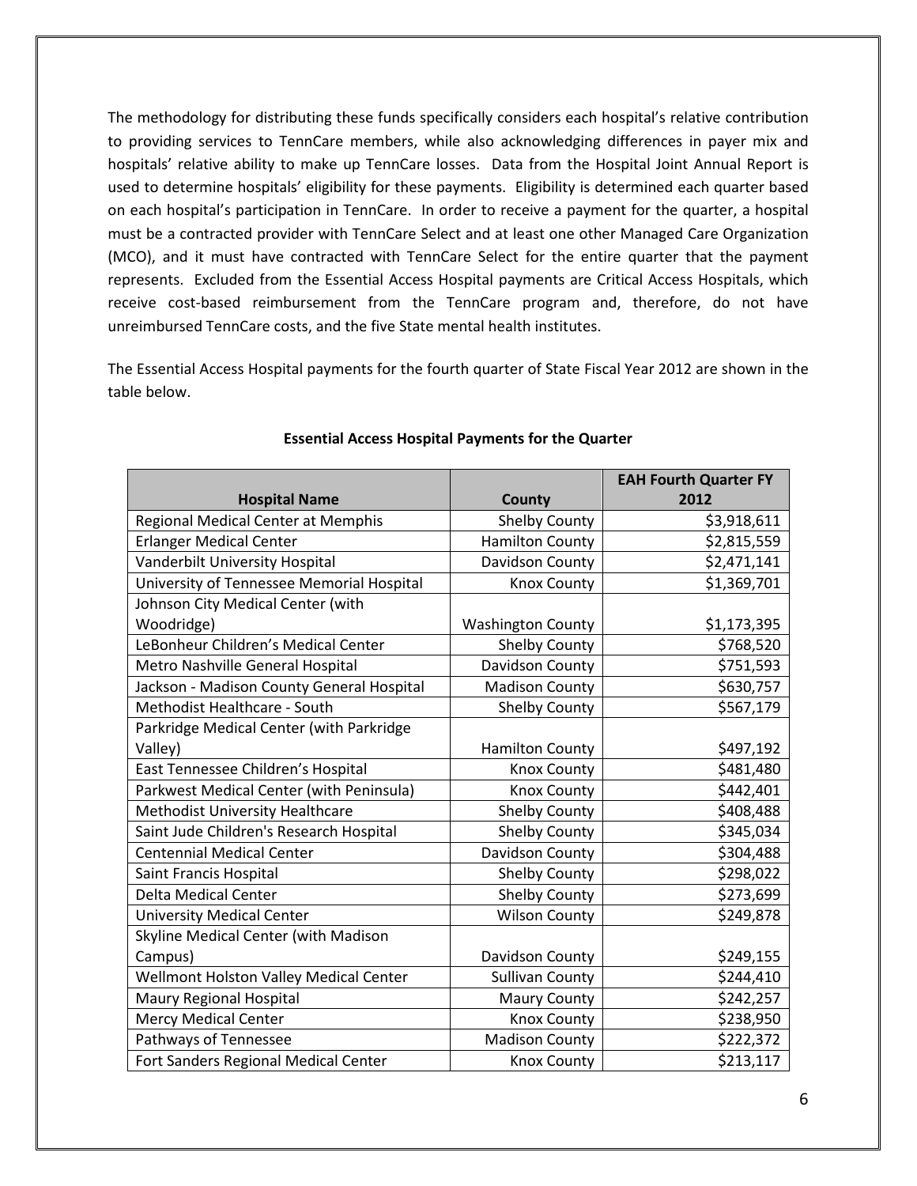The methodology for distributing these funds specifically considers each hospital's relative contribution to providing services to TennCare members, while also acknowledging differences in payer mix and hospitals' relative ability to make up TennCare losses. Data from the Hospital Joint Annual Report is used to determine hospitals' eligibility for these payments. Eligibility is determined each quarter based on each hospital's participation in TennCare. In order to receive a payment for the quarter, a hospital must be a contracted provider with TennCare Select and at least one other Managed Care Organization (MCO), and it must have contracted with TennCare Select for the entire quarter that the payment represents. Excluded from the Essential Access Hospital payments are Critical Access Hospitals, which receive cost-based reimbursement from the TennCare program and, therefore, do not have unreimbursed TennCare costs, and the five State mental health institutes.

The Essential Access Hospital payments for the fourth quarter of State Fiscal Year 2012 are shown in the table below.

**Essential Access Hospital Payments for the Quarter**

| Hospital Name | County | EAH Fourth Quarter FY 2012 |
|---|---:|---:|
| Regional Medical Center at Memphis | Shelby County | $3,918,611 |
| Erlanger Medical Center | Hamilton County | $2,815,559 |
| Vanderbilt University Hospital | Davidson County | $2,471,141 |
| University of Tennessee Memorial Hospital | Knox County | $1,369,701 |
| Johnson City Medical Center (with Woodridge) | Washington County | $1,173,395 |
| LeBonheur Children's Medical Center | Shelby County | $768,520 |
| Metro Nashville General Hospital | Davidson County | $751,593 |
| Jackson - Madison County General Hospital | Madison County | $630,757 |
| Methodist Healthcare - South | Shelby County | $567,179 |
| Parkridge Medical Center (with Parkridge Valley) | Hamilton County | $497,192 |
| East Tennessee Children's Hospital | Knox County | $481,480 |
| Parkwest Medical Center (with Peninsula) | Knox County | $442,401 |
| Methodist University Healthcare | Shelby County | $408,488 |
| Saint Jude Children's Research Hospital | Shelby County | $345,034 |
| Centennial Medical Center | Davidson County | $304,488 |
| Saint Francis Hospital | Shelby County | $298,022 |
| Delta Medical Center | Shelby County | $273,699 |
| University Medical Center | Wilson County | $249,878 |
| Skyline Medical Center (with Madison Campus) | Davidson County | $249,155 |
| Wellmont Holston Valley Medical Center | Sullivan County | $244,410 |
| Maury Regional Hospital | Maury County | $242,257 |
| Mercy Medical Center | Knox County | $238,950 |
| Pathways of Tennessee | Madison County | $222,372 |
| Fort Sanders Regional Medical Center | Knox County | $213,117 |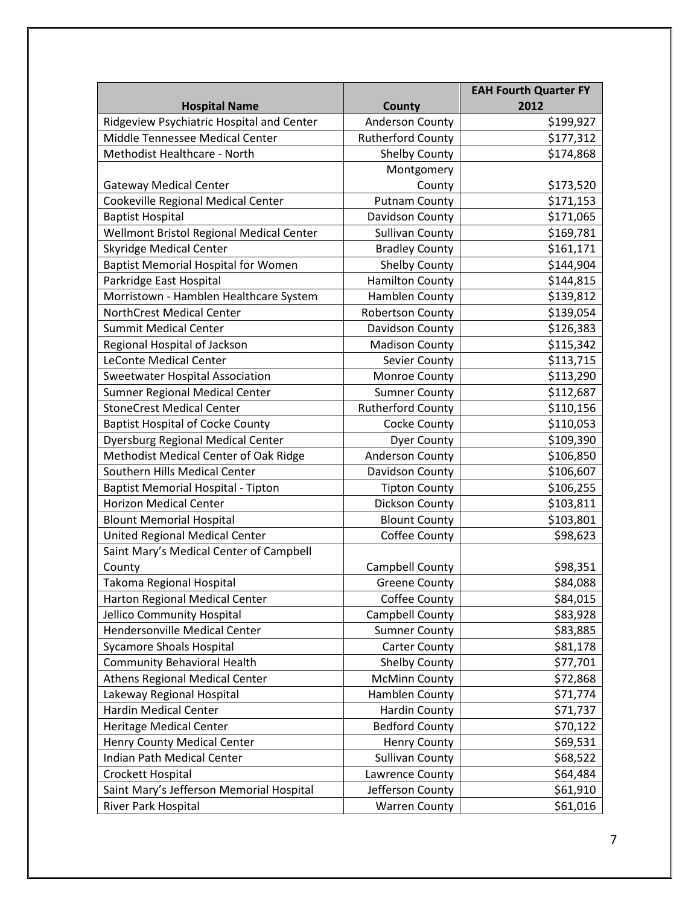| Hospital Name | County | EAH Fourth Quarter FY 2012 |
|---|---|---|
| Ridgeview Psychiatric Hospital and Center | Anderson County | $199,927 |
| Middle Tennessee Medical Center | Rutherford County | $177,312 |
| Methodist Healthcare - North | Shelby County | $174,868 |
| Gateway Medical Center | Montgomery County | $173,520 |
| Cookeville Regional Medical Center | Putnam County | $171,153 |
| Baptist Hospital | Davidson County | $171,065 |
| Wellmont Bristol Regional Medical Center | Sullivan County | $169,781 |
| Skyridge Medical Center | Bradley County | $161,171 |
| Baptist Memorial Hospital for Women | Shelby County | $144,904 |
| Parkridge East Hospital | Hamilton County | $144,815 |
| Morristown - Hamblen Healthcare System | Hamblen County | $139,812 |
| NorthCrest Medical Center | Robertson County | $139,054 |
| Summit Medical Center | Davidson County | $126,383 |
| Regional Hospital of Jackson | Madison County | $115,342 |
| LeConte Medical Center | Sevier County | $113,715 |
| Sweetwater Hospital Association | Monroe County | $113,290 |
| Sumner Regional Medical Center | Sumner County | $112,687 |
| StoneCrest Medical Center | Rutherford County | $110,156 |
| Baptist Hospital of Cocke County | Cocke County | $110,053 |
| Dyersburg Regional Medical Center | Dyer County | $109,390 |
| Methodist Medical Center of Oak Ridge | Anderson County | $106,850 |
| Southern Hills Medical Center | Davidson County | $106,607 |
| Baptist Memorial Hospital - Tipton | Tipton County | $106,255 |
| Horizon Medical Center | Dickson County | $103,811 |
| Blount Memorial Hospital | Blount County | $103,801 |
| United Regional Medical Center | Coffee County | $98,623 |
| Saint Mary's Medical Center of Campbell County | Campbell County | $98,351 |
| Takoma Regional Hospital | Greene County | $84,088 |
| Harton Regional Medical Center | Coffee County | $84,015 |
| Jellico Community Hospital | Campbell County | $83,928 |
| Hendersonville Medical Center | Sumner County | $83,885 |
| Sycamore Shoals Hospital | Carter County | $81,178 |
| Community Behavioral Health | Shelby County | $77,701 |
| Athens Regional Medical Center | McMinn County | $72,868 |
| Lakeway Regional Hospital | Hamblen County | $71,774 |
| Hardin Medical Center | Hardin County | $71,737 |
| Heritage Medical Center | Bedford County | $70,122 |
| Henry County Medical Center | Henry County | $69,531 |
| Indian Path Medical Center | Sullivan County | $68,522 |
| Crockett Hospital | Lawrence County | $64,484 |
| Saint Mary's Jefferson Memorial Hospital | Jefferson County | $61,910 |
| River Park Hospital | Warren County | $61,016 |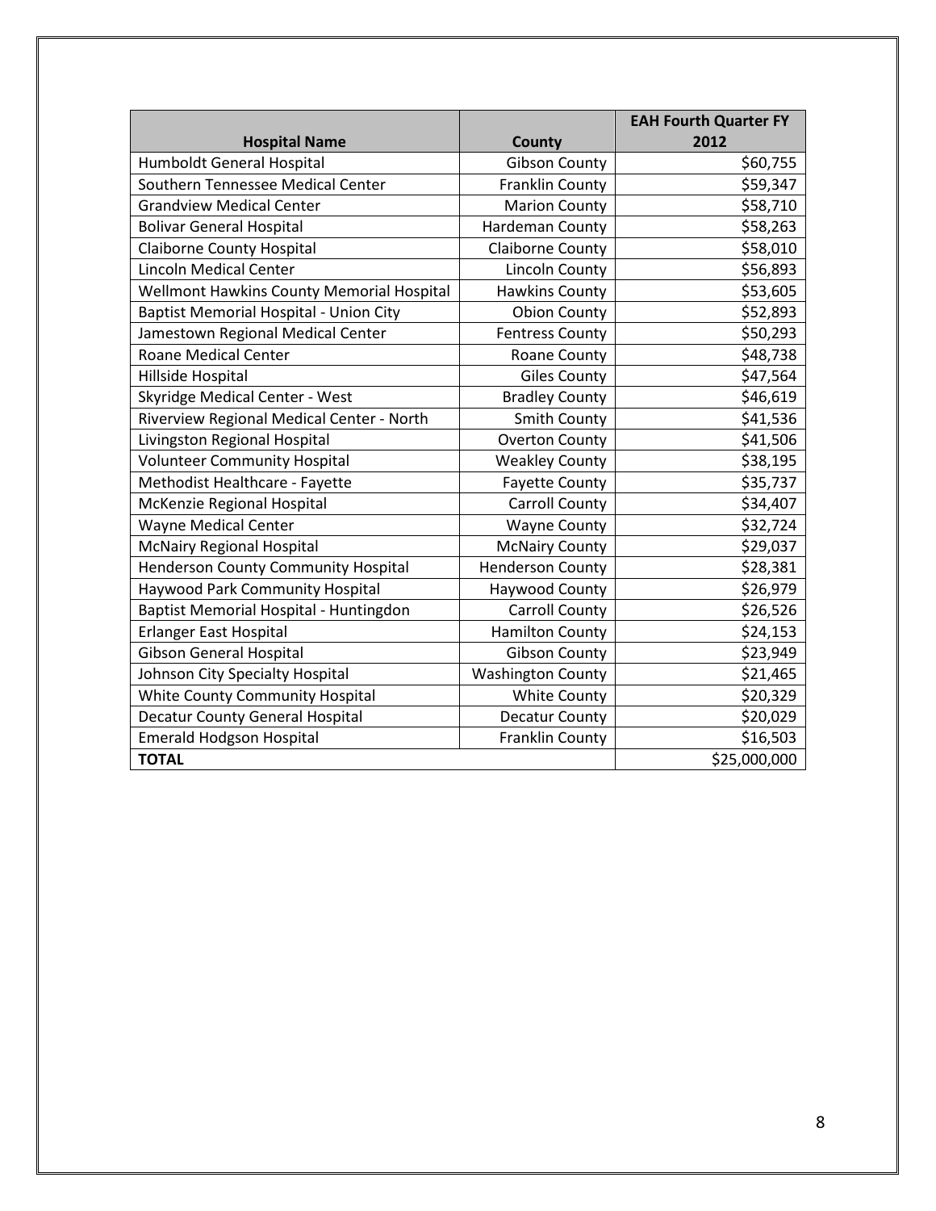| Hospital Name | County | EAH Fourth Quarter FY 2012 |
|---|---|---|
| Humboldt General Hospital | Gibson County | $60,755 |
| Southern Tennessee Medical Center | Franklin County | $59,347 |
| Grandview Medical Center | Marion County | $58,710 |
| Bolivar General Hospital | Hardeman County | $58,263 |
| Claiborne County Hospital | Claiborne County | $58,010 |
| Lincoln Medical Center | Lincoln County | $56,893 |
| Wellmont Hawkins County Memorial Hospital | Hawkins County | $53,605 |
| Baptist Memorial Hospital - Union City | Obion County | $52,893 |
| Jamestown Regional Medical Center | Fentress County | $50,293 |
| Roane Medical Center | Roane County | $48,738 |
| Hillside Hospital | Giles County | $47,564 |
| Skyridge Medical Center - West | Bradley County | $46,619 |
| Riverview Regional Medical Center - North | Smith County | $41,536 |
| Livingston Regional Hospital | Overton County | $41,506 |
| Volunteer Community Hospital | Weakley County | $38,195 |
| Methodist Healthcare - Fayette | Fayette County | $35,737 |
| McKenzie Regional Hospital | Carroll County | $34,407 |
| Wayne Medical Center | Wayne County | $32,724 |
| McNairy Regional Hospital | McNairy County | $29,037 |
| Henderson County Community Hospital | Henderson County | $28,381 |
| Haywood Park Community Hospital | Haywood County | $26,979 |
| Baptist Memorial Hospital - Huntingdon | Carroll County | $26,526 |
| Erlanger East Hospital | Hamilton County | $24,153 |
| Gibson General Hospital | Gibson County | $23,949 |
| Johnson City Specialty Hospital | Washington County | $21,465 |
| White County Community Hospital | White County | $20,329 |
| Decatur County General Hospital | Decatur County | $20,029 |
| Emerald Hodgson Hospital | Franklin County | $16,503 |
| **TOTAL** | | $25,000,000 |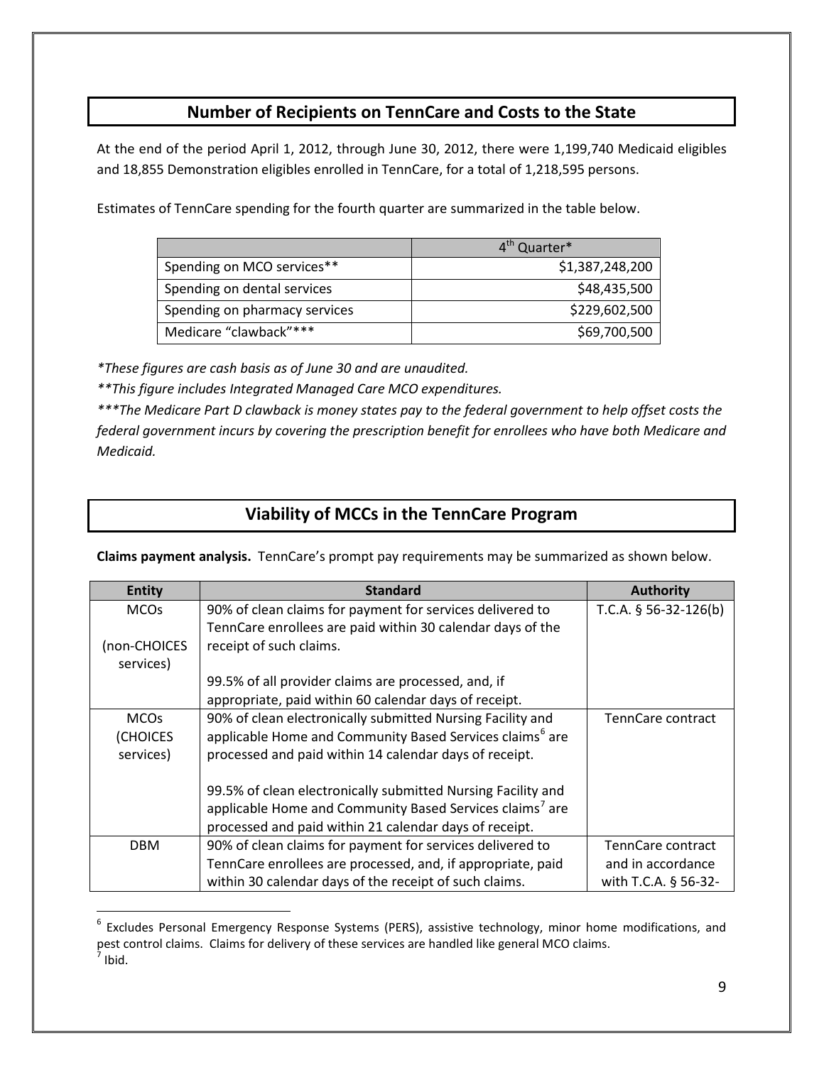## Number of Recipients on TennCare and Costs to the State

At the end of the period April 1, 2012, through June 30, 2012, there were 1,199,740 Medicaid eligibles and 18,855 Demonstration eligibles enrolled in TennCare, for a total of 1,218,595 persons.

Estimates of TennCare spending for the fourth quarter are summarized in the table below.

| | 4th Quarter* |
|---|---:|
| Spending on MCO services** | $1,387,248,200 |
| Spending on dental services | $48,435,500 |
| Spending on pharmacy services | $229,602,500 |
| Medicare "clawback"*** | $69,700,500 |

*\*These figures are cash basis as of June 30 and are unaudited.*

*\*\*This figure includes Integrated Managed Care MCO expenditures.*

*\*\*\*The Medicare Part D clawback is money states pay to the federal government to help offset costs the federal government incurs by covering the prescription benefit for enrollees who have both Medicare and Medicaid.*

## Viability of MCCs in the TennCare Program

**Claims payment analysis.** TennCare's prompt pay requirements may be summarized as shown below.

| Entity | Standard | Authority |
|---|---|---|
| MCOs (non-CHOICES services) | 90% of clean claims for payment for services delivered to TennCare enrollees are paid within 30 calendar days of the receipt of such claims.<br><br>99.5% of all provider claims are processed, and, if appropriate, paid within 60 calendar days of receipt. | T.C.A. § 56-32-126(b) |
| MCOs (CHOICES services) | 90% of clean electronically submitted Nursing Facility and applicable Home and Community Based Services claims[6] are processed and paid within 14 calendar days of receipt.<br><br>99.5% of clean electronically submitted Nursing Facility and applicable Home and Community Based Services claims[7] are processed and paid within 21 calendar days of receipt. | TennCare contract |
| DBM | 90% of clean claims for payment for services delivered to TennCare enrollees are processed, and, if appropriate, paid within 30 calendar days of the receipt of such claims. | TennCare contract and in accordance with T.C.A. § 56-32- |

[6] Excludes Personal Emergency Response Systems (PERS), assistive technology, minor home modifications, and pest control claims. Claims for delivery of these services are handled like general MCO claims.

[7] Ibid.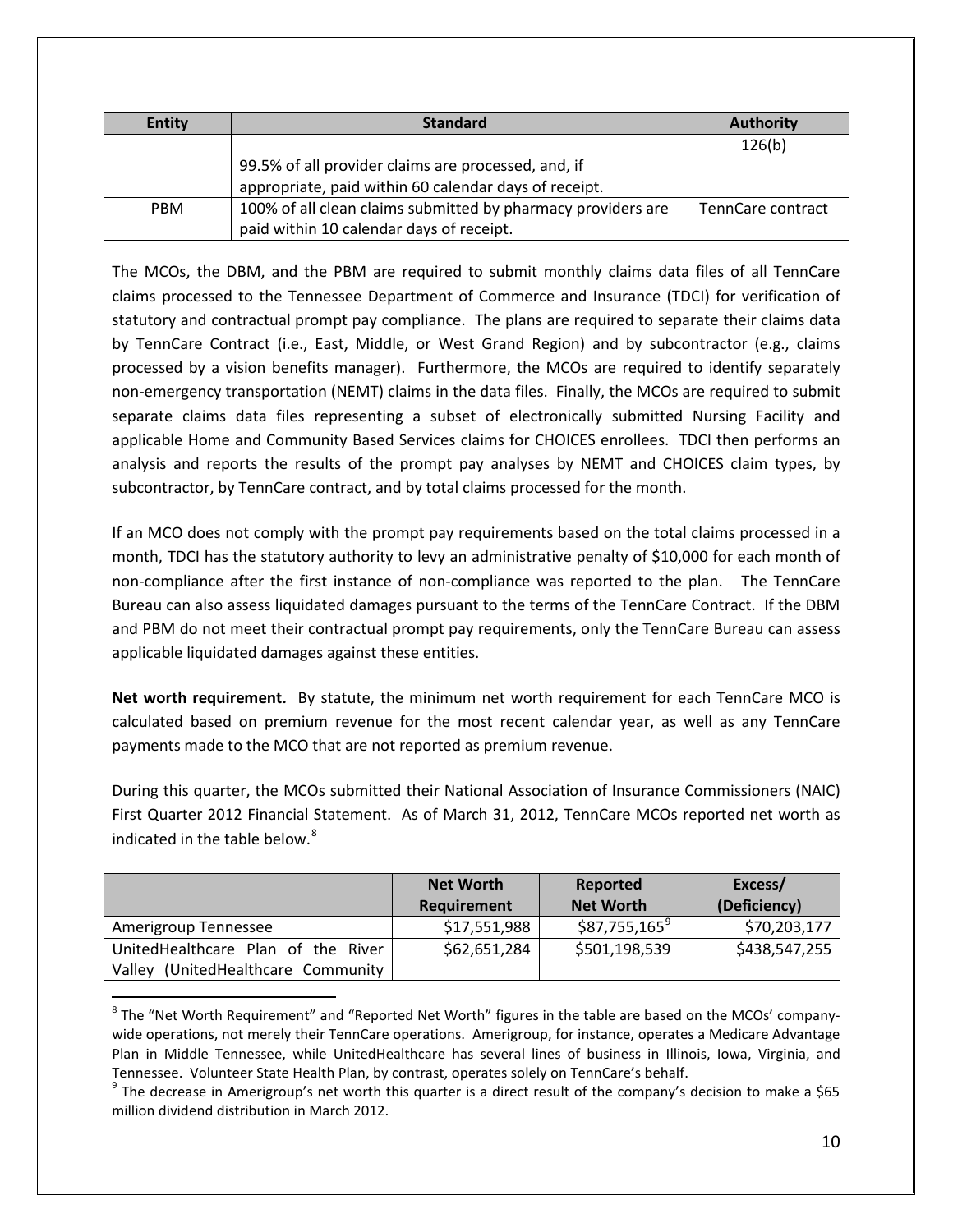| Entity | Standard | Authority |
|---|---|---|
| | 99.5% of all provider claims are processed, and, if appropriate, paid within 60 calendar days of receipt. | 126(b) |
| PBM | 100% of all clean claims submitted by pharmacy providers are paid within 10 calendar days of receipt. | TennCare contract |

The MCOs, the DBM, and the PBM are required to submit monthly claims data files of all TennCare claims processed to the Tennessee Department of Commerce and Insurance (TDCI) for verification of statutory and contractual prompt pay compliance. The plans are required to separate their claims data by TennCare Contract (i.e., East, Middle, or West Grand Region) and by subcontractor (e.g., claims processed by a vision benefits manager). Furthermore, the MCOs are required to identify separately non-emergency transportation (NEMT) claims in the data files. Finally, the MCOs are required to submit separate claims data files representing a subset of electronically submitted Nursing Facility and applicable Home and Community Based Services claims for CHOICES enrollees. TDCI then performs an analysis and reports the results of the prompt pay analyses by NEMT and CHOICES claim types, by subcontractor, by TennCare contract, and by total claims processed for the month.

If an MCO does not comply with the prompt pay requirements based on the total claims processed in a month, TDCI has the statutory authority to levy an administrative penalty of $10,000 for each month of non-compliance after the first instance of non-compliance was reported to the plan. The TennCare Bureau can also assess liquidated damages pursuant to the terms of the TennCare Contract. If the DBM and PBM do not meet their contractual prompt pay requirements, only the TennCare Bureau can assess applicable liquidated damages against these entities.

**Net worth requirement.** By statute, the minimum net worth requirement for each TennCare MCO is calculated based on premium revenue for the most recent calendar year, as well as any TennCare payments made to the MCO that are not reported as premium revenue.

During this quarter, the MCOs submitted their National Association of Insurance Commissioners (NAIC) First Quarter 2012 Financial Statement. As of March 31, 2012, TennCare MCOs reported net worth as indicated in the table below.[8]

| | Net Worth Requirement | Reported Net Worth | Excess/ (Deficiency) |
|---|---|---|---|
| Amerigroup Tennessee | $17,551,988 | $87,755,165[9] | $70,203,177 |
| UnitedHealthcare Plan of the River Valley (UnitedHealthcare Community | $62,651,284 | $501,198,539 | $438,547,255 |

[8] The "Net Worth Requirement" and "Reported Net Worth" figures in the table are based on the MCOs' company-wide operations, not merely their TennCare operations. Amerigroup, for instance, operates a Medicare Advantage Plan in Middle Tennessee, while UnitedHealthcare has several lines of business in Illinois, Iowa, Virginia, and Tennessee. Volunteer State Health Plan, by contrast, operates solely on TennCare's behalf.

[9] The decrease in Amerigroup's net worth this quarter is a direct result of the company's decision to make a $65 million dividend distribution in March 2012.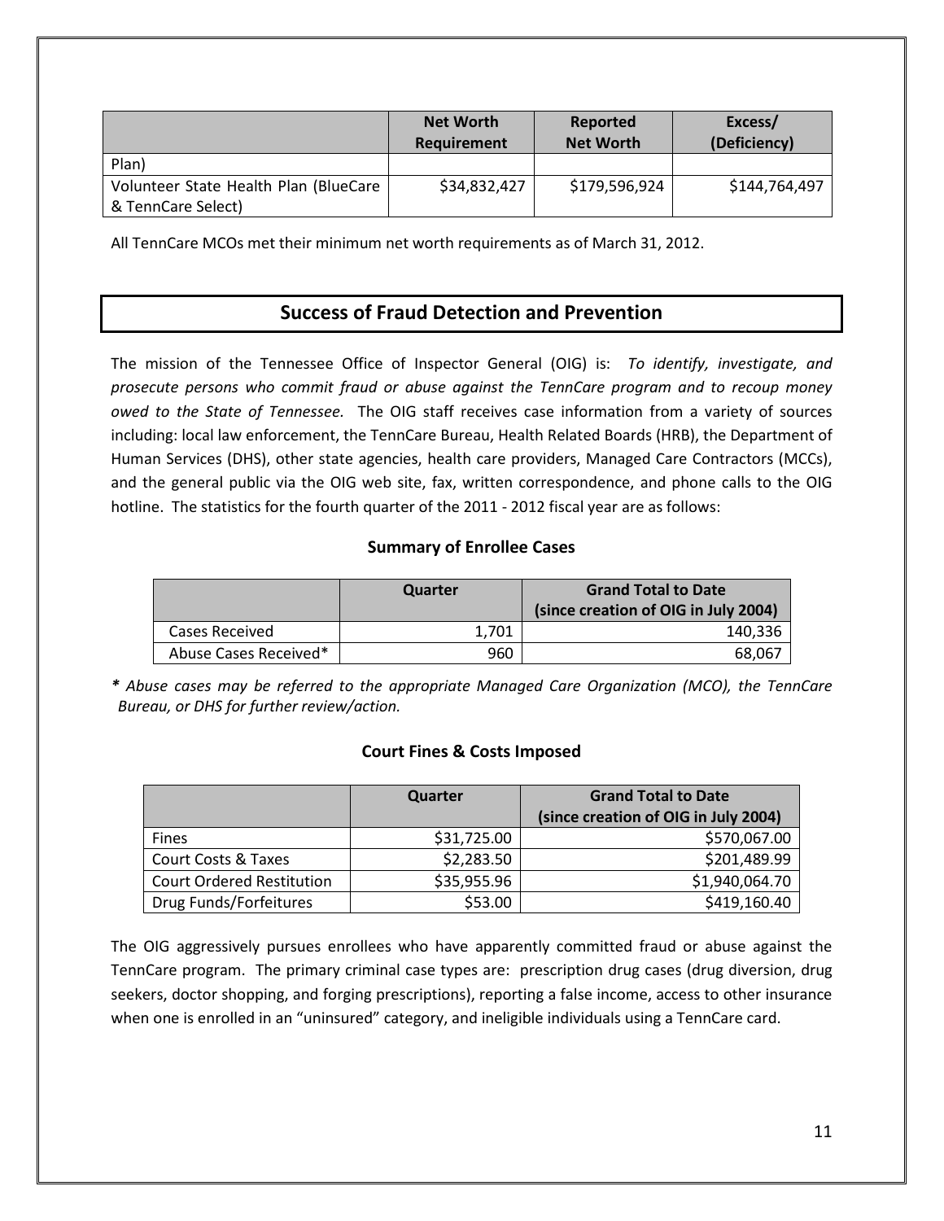| | Net Worth Requirement | Reported Net Worth | Excess/ (Deficiency) |
|---|---|---|---|
| Plan) | | | |
| Volunteer State Health Plan (BlueCare & TennCare Select) | $34,832,427 | $179,596,924 | $144,764,497 |

All TennCare MCOs met their minimum net worth requirements as of March 31, 2012.

## Success of Fraud Detection and Prevention

The mission of the Tennessee Office of Inspector General (OIG) is: *To identify, investigate, and prosecute persons who commit fraud or abuse against the TennCare program and to recoup money owed to the State of Tennessee.* The OIG staff receives case information from a variety of sources including: local law enforcement, the TennCare Bureau, Health Related Boards (HRB), the Department of Human Services (DHS), other state agencies, health care providers, Managed Care Contractors (MCCs), and the general public via the OIG web site, fax, written correspondence, and phone calls to the OIG hotline. The statistics for the fourth quarter of the 2011 - 2012 fiscal year are as follows:

### Summary of Enrollee Cases

| | Quarter | Grand Total to Date (since creation of OIG in July 2004) |
|---|---|---|
| Cases Received | 1,701 | 140,336 |
| Abuse Cases Received* | 960 | 68,067 |

***** *Abuse cases may be referred to the appropriate Managed Care Organization (MCO), the TennCare Bureau, or DHS for further review/action.*

### Court Fines & Costs Imposed

| | Quarter | Grand Total to Date (since creation of OIG in July 2004) |
|---|---|---|
| Fines | $31,725.00 | $570,067.00 |
| Court Costs & Taxes | $2,283.50 | $201,489.99 |
| Court Ordered Restitution | $35,955.96 | $1,940,064.70 |
| Drug Funds/Forfeitures | $53.00 | $419,160.40 |

The OIG aggressively pursues enrollees who have apparently committed fraud or abuse against the TennCare program. The primary criminal case types are: prescription drug cases (drug diversion, drug seekers, doctor shopping, and forging prescriptions), reporting a false income, access to other insurance when one is enrolled in an "uninsured" category, and ineligible individuals using a TennCare card.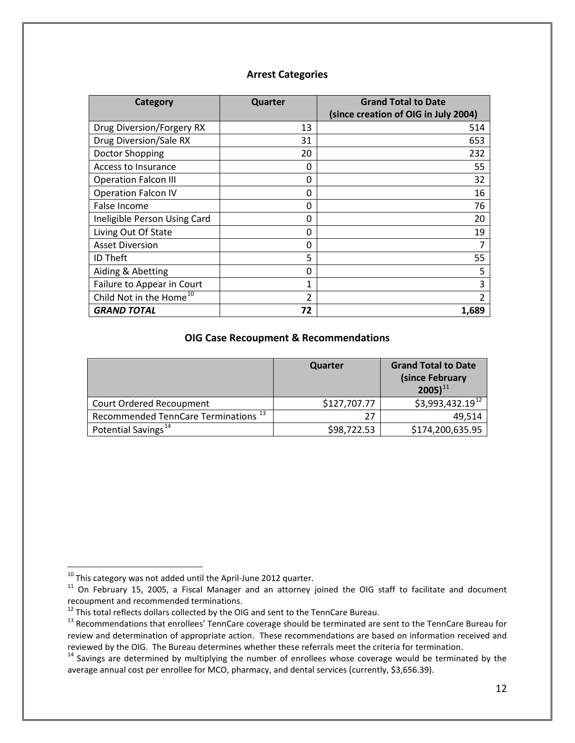### Arrest Categories

| Category | Quarter | Grand Total to Date (since creation of OIG in July 2004) |
|---|---|---|
| Drug Diversion/Forgery RX | 13 | 514 |
| Drug Diversion/Sale RX | 31 | 653 |
| Doctor Shopping | 20 | 232 |
| Access to Insurance | 0 | 55 |
| Operation Falcon III | 0 | 32 |
| Operation Falcon IV | 0 | 16 |
| False Income | 0 | 76 |
| Ineligible Person Using Card | 0 | 20 |
| Living Out Of State | 0 | 19 |
| Asset Diversion | 0 | 7 |
| ID Theft | 5 | 55 |
| Aiding & Abetting | 0 | 5 |
| Failure to Appear in Court | 1 | 3 |
| Child Not in the Home[10] | 2 | 2 |
| ***GRAND TOTAL*** | **72** | **1,689** |

### OIG Case Recoupment & Recommendations

| | Quarter | Grand Total to Date (since February 2005)[11] |
|---|---|---|
| Court Ordered Recoupment | \$127,707.77 | \$3,993,432.19[12] |
| Recommended TennCare Terminations [13] | 27 | 49,514 |
| Potential Savings[14] | \$98,722.53 | \$174,200,635.95 |

---

[10] This category was not added until the April-June 2012 quarter.

[11] On February 15, 2005, a Fiscal Manager and an attorney joined the OIG staff to facilitate and document recoupment and recommended terminations.

[12] This total reflects dollars collected by the OIG and sent to the TennCare Bureau.

[13] Recommendations that enrollees' TennCare coverage should be terminated are sent to the TennCare Bureau for review and determination of appropriate action. These recommendations are based on information received and reviewed by the OIG. The Bureau determines whether these referrals meet the criteria for termination.

[14] Savings are determined by multiplying the number of enrollees whose coverage would be terminated by the average annual cost per enrollee for MCO, pharmacy, and dental services (currently, \$3,656.39).